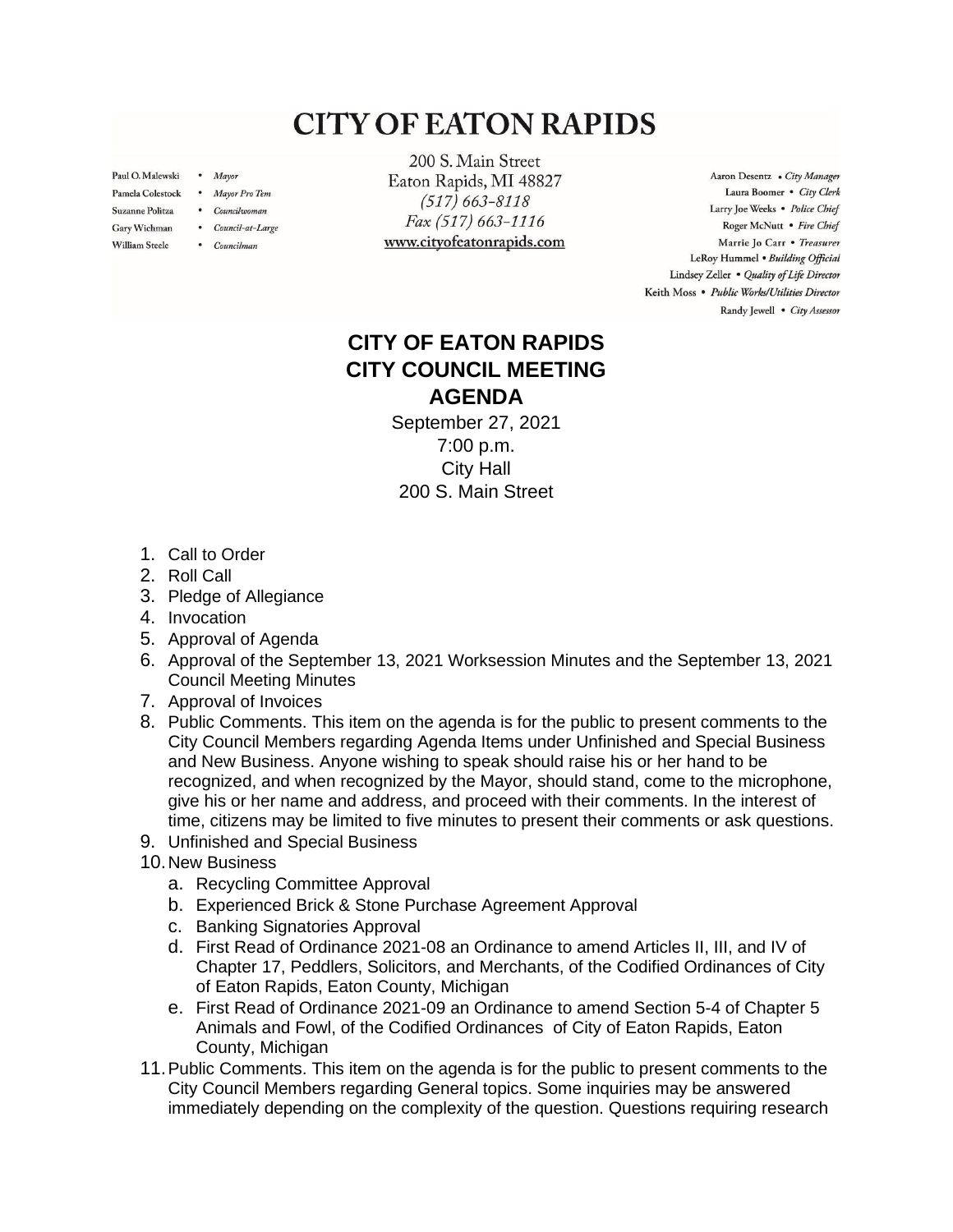# CITY OF EATON RAPIDS

Paul O. Malewski • *Mayor*
Pamela Colestock • *Mayor Pro Tem*
Suzanne Politza • *Councilwoman*
Gary Wichman • *Council-at-Large*
William Steele • *Councilman*

200 S. Main Street
Eaton Rapids, MI 48827
*(517) 663-8118*
*Fax (517) 663-1116*
www.cityofeatonrapids.com

Aaron Desentz • *City Manager*
Laura Boomer • *City Clerk*
Larry Joe Weeks • *Police Chief*
Roger McNutt • *Fire Chief*
Marrie Jo Carr • *Treasurer*
LeRoy Hummel • *Building Official*
Lindsey Zeller • *Quality of Life Director*
Keith Moss • *Public Works/Utilities Director*
Randy Jewell • *City Assessor*

## CITY OF EATON RAPIDS
## CITY COUNCIL MEETING
## AGENDA

September 27, 2021
7:00 p.m.
City Hall
200 S. Main Street

1. Call to Order
2. Roll Call
3. Pledge of Allegiance
4. Invocation
5. Approval of Agenda
6. Approval of the September 13, 2021 Worksession Minutes and the September 13, 2021 Council Meeting Minutes
7. Approval of Invoices
8. Public Comments. This item on the agenda is for the public to present comments to the City Council Members regarding Agenda Items under Unfinished and Special Business and New Business. Anyone wishing to speak should raise his or her hand to be recognized, and when recognized by the Mayor, should stand, come to the microphone, give his or her name and address, and proceed with their comments. In the interest of time, citizens may be limited to five minutes to present their comments or ask questions.
9. Unfinished and Special Business
10. New Business
    a. Recycling Committee Approval
    b. Experienced Brick & Stone Purchase Agreement Approval
    c. Banking Signatories Approval
    d. First Read of Ordinance 2021-08 an Ordinance to amend Articles II, III, and IV of Chapter 17, Peddlers, Solicitors, and Merchants, of the Codified Ordinances of City of Eaton Rapids, Eaton County, Michigan
    e. First Read of Ordinance 2021-09 an Ordinance to amend Section 5-4 of Chapter 5 Animals and Fowl, of the Codified Ordinances of City of Eaton Rapids, Eaton County, Michigan
11. Public Comments. This item on the agenda is for the public to present comments to the City Council Members regarding General topics. Some inquiries may be answered immediately depending on the complexity of the question. Questions requiring research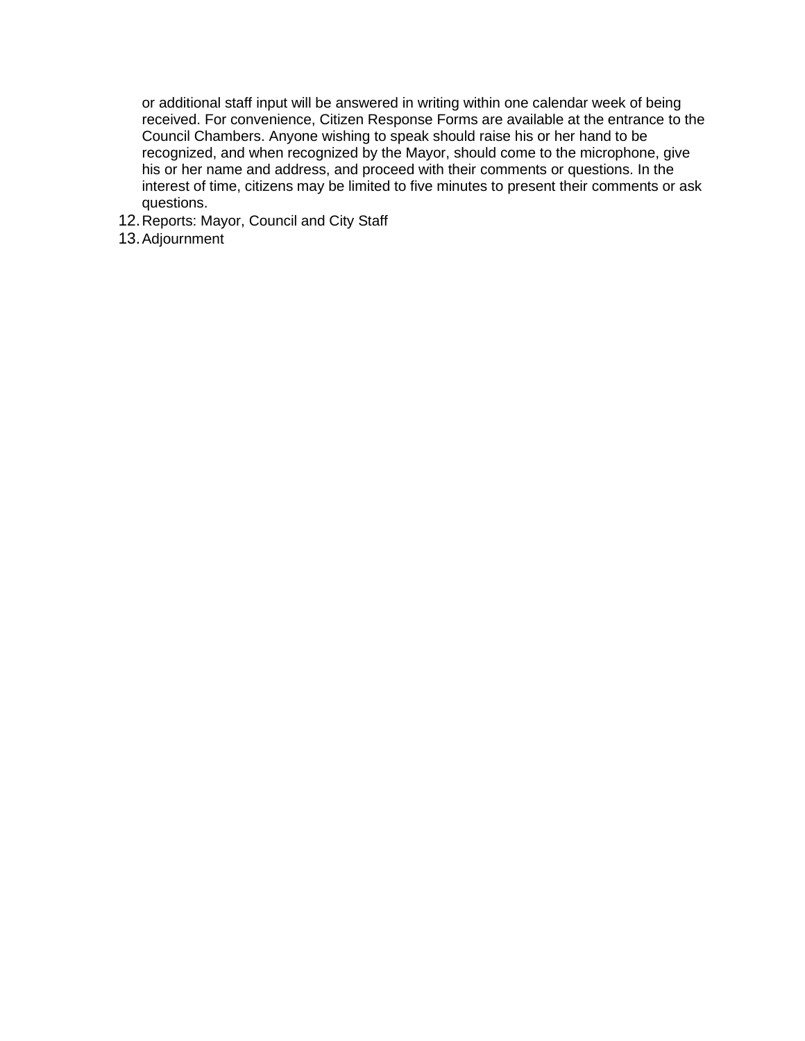or additional staff input will be answered in writing within one calendar week of being received. For convenience, Citizen Response Forms are available at the entrance to the Council Chambers. Anyone wishing to speak should raise his or her hand to be recognized, and when recognized by the Mayor, should come to the microphone, give his or her name and address, and proceed with their comments or questions. In the interest of time, citizens may be limited to five minutes to present their comments or ask questions.

12. Reports: Mayor, Council and City Staff
13. Adjournment